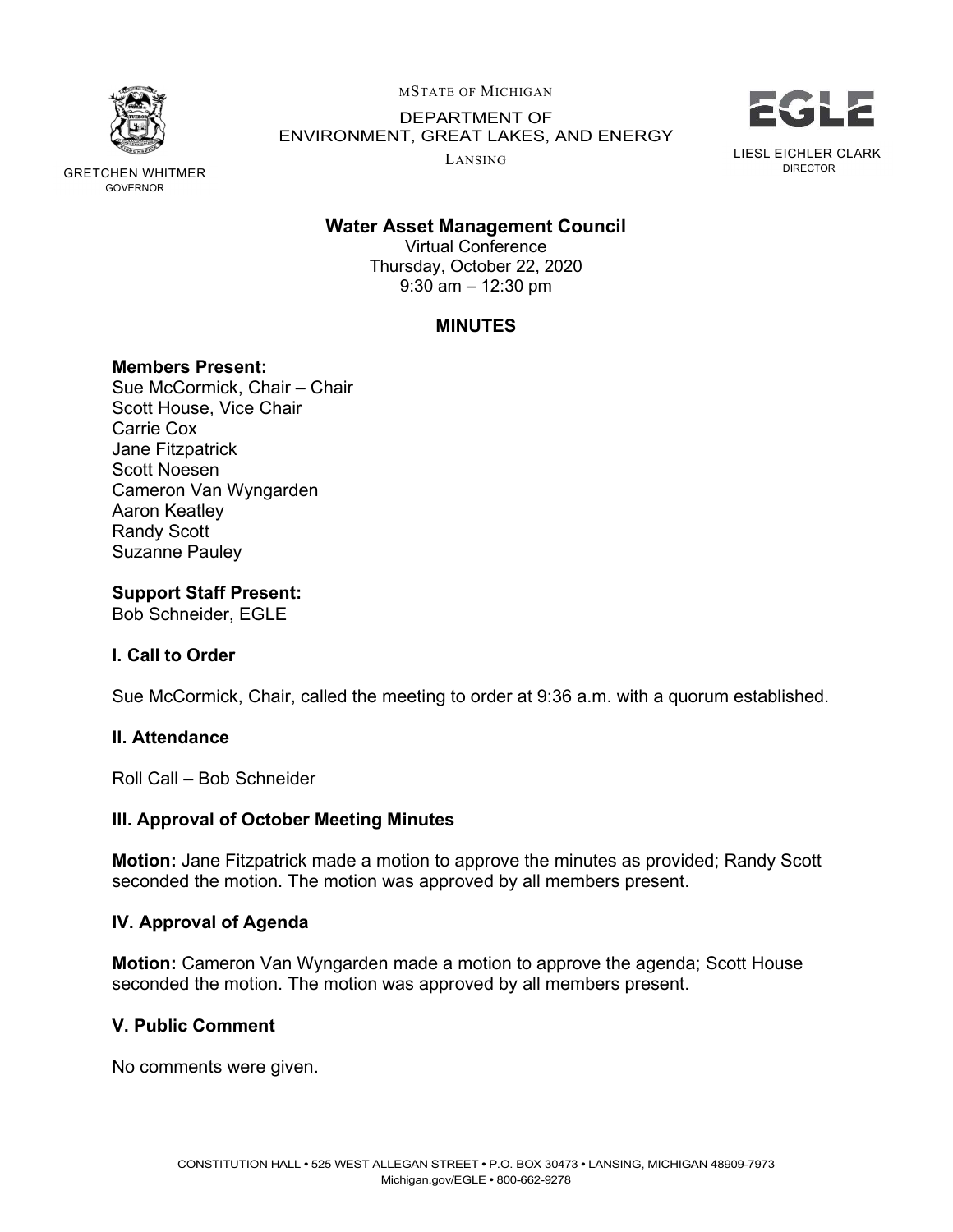MSTATE OF MICHIGAN

DEPARTMENT OF
ENVIRONMENT, GREAT LAKES, AND ENERGY

LANSING

GRETCHEN WHITMER
GOVERNOR

LIESL EICHLER CLARK
DIRECTOR

**Water Asset Management Council**

Virtual Conference
Thursday, October 22, 2020
9:30 am – 12:30 pm

**MINUTES**

**Members Present:**
Sue McCormick, Chair – Chair
Scott House, Vice Chair
Carrie Cox
Jane Fitzpatrick
Scott Noesen
Cameron Van Wyngarden
Aaron Keatley
Randy Scott
Suzanne Pauley

**Support Staff Present:**
Bob Schneider, EGLE

## I. Call to Order

Sue McCormick, Chair, called the meeting to order at 9:36 a.m. with a quorum established.

## II. Attendance

Roll Call – Bob Schneider

## III. Approval of October Meeting Minutes

**Motion:** Jane Fitzpatrick made a motion to approve the minutes as provided; Randy Scott seconded the motion. The motion was approved by all members present.

## IV. Approval of Agenda

**Motion:** Cameron Van Wyngarden made a motion to approve the agenda; Scott House seconded the motion. The motion was approved by all members present.

## V. Public Comment

No comments were given.

CONSTITUTION HALL • 525 WEST ALLEGAN STREET • P.O. BOX 30473 • LANSING, MICHIGAN 48909-7973
Michigan.gov/EGLE • 800-662-9278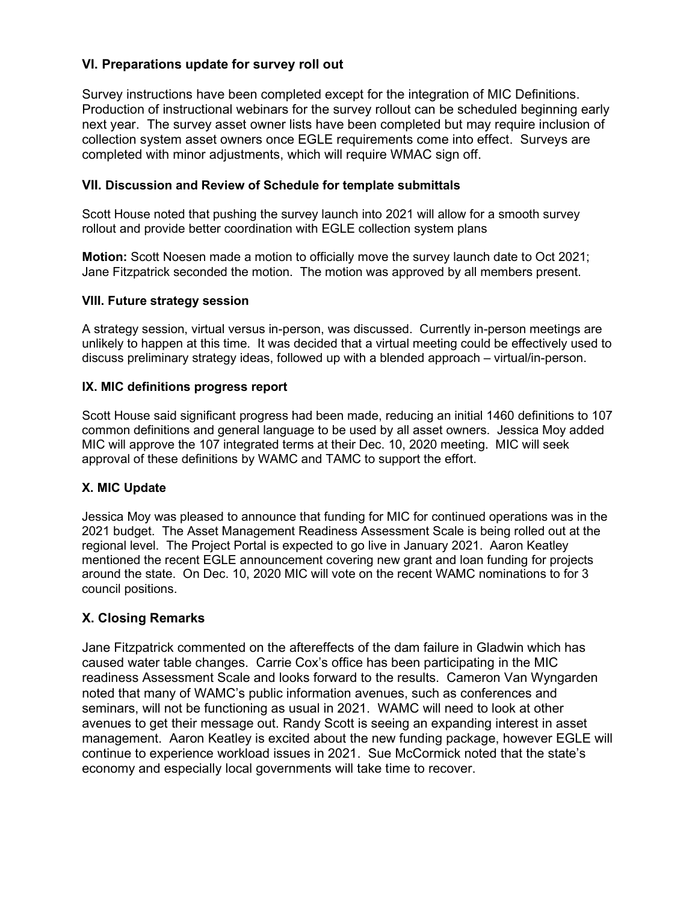### VI. Preparations update for survey roll out

Survey instructions have been completed except for the integration of MIC Definitions. Production of instructional webinars for the survey rollout can be scheduled beginning early next year. The survey asset owner lists have been completed but may require inclusion of collection system asset owners once EGLE requirements come into effect. Surveys are completed with minor adjustments, which will require WMAC sign off.

### VII. Discussion and Review of Schedule for template submittals

Scott House noted that pushing the survey launch into 2021 will allow for a smooth survey rollout and provide better coordination with EGLE collection system plans

**Motion:** Scott Noesen made a motion to officially move the survey launch date to Oct 2021; Jane Fitzpatrick seconded the motion. The motion was approved by all members present.

### VIII. Future strategy session

A strategy session, virtual versus in-person, was discussed. Currently in-person meetings are unlikely to happen at this time. It was decided that a virtual meeting could be effectively used to discuss preliminary strategy ideas, followed up with a blended approach – virtual/in-person.

### IX. MIC definitions progress report

Scott House said significant progress had been made, reducing an initial 1460 definitions to 107 common definitions and general language to be used by all asset owners. Jessica Moy added MIC will approve the 107 integrated terms at their Dec. 10, 2020 meeting. MIC will seek approval of these definitions by WAMC and TAMC to support the effort.

### X. MIC Update

Jessica Moy was pleased to announce that funding for MIC for continued operations was in the 2021 budget. The Asset Management Readiness Assessment Scale is being rolled out at the regional level. The Project Portal is expected to go live in January 2021. Aaron Keatley mentioned the recent EGLE announcement covering new grant and loan funding for projects around the state. On Dec. 10, 2020 MIC will vote on the recent WAMC nominations to for 3 council positions.

## X. Closing Remarks

Jane Fitzpatrick commented on the aftereffects of the dam failure in Gladwin which has caused water table changes. Carrie Cox's office has been participating in the MIC readiness Assessment Scale and looks forward to the results. Cameron Van Wyngarden noted that many of WAMC's public information avenues, such as conferences and seminars, will not be functioning as usual in 2021. WAMC will need to look at other avenues to get their message out. Randy Scott is seeing an expanding interest in asset management. Aaron Keatley is excited about the new funding package, however EGLE will continue to experience workload issues in 2021. Sue McCormick noted that the state's economy and especially local governments will take time to recover.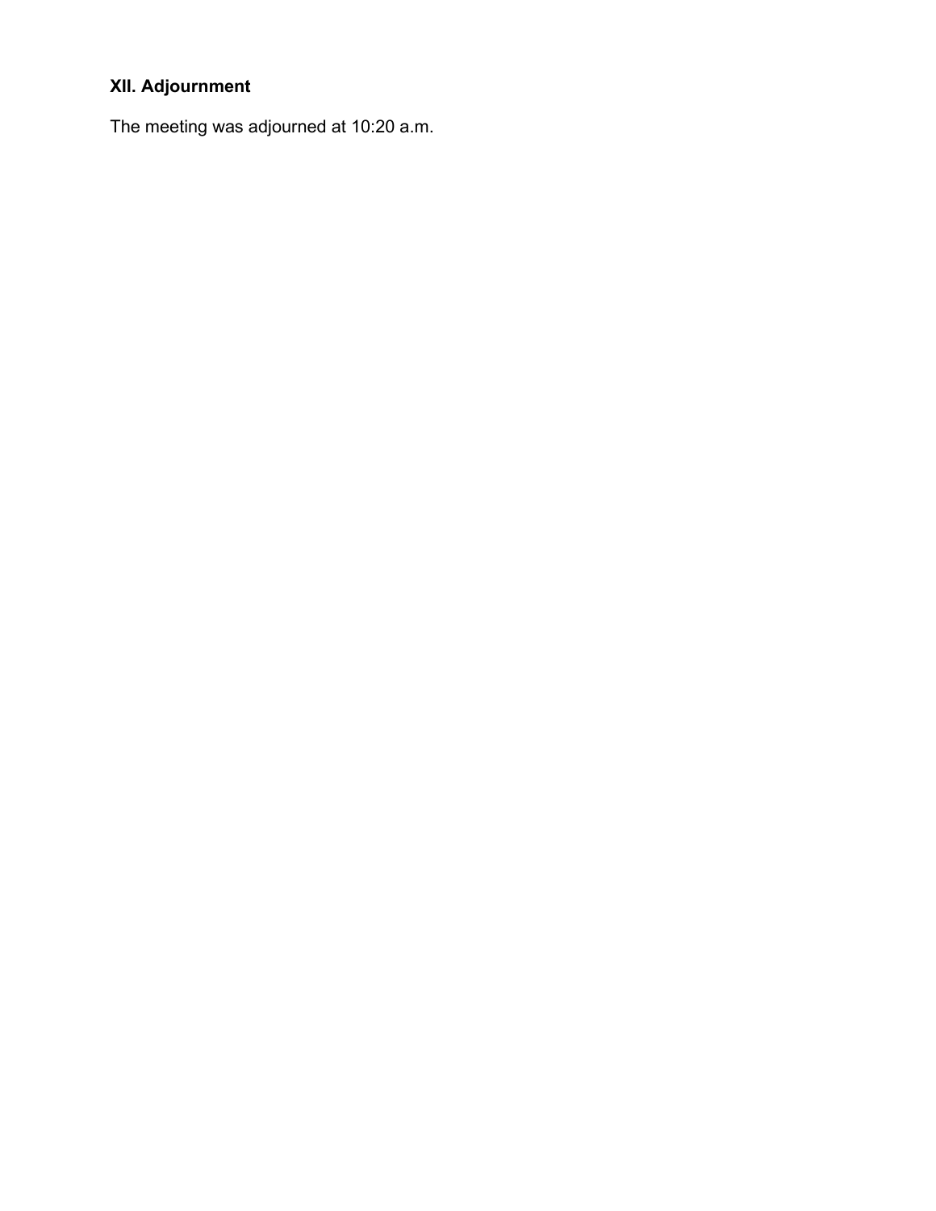**XII. Adjournment**

The meeting was adjourned at 10:20 a.m.